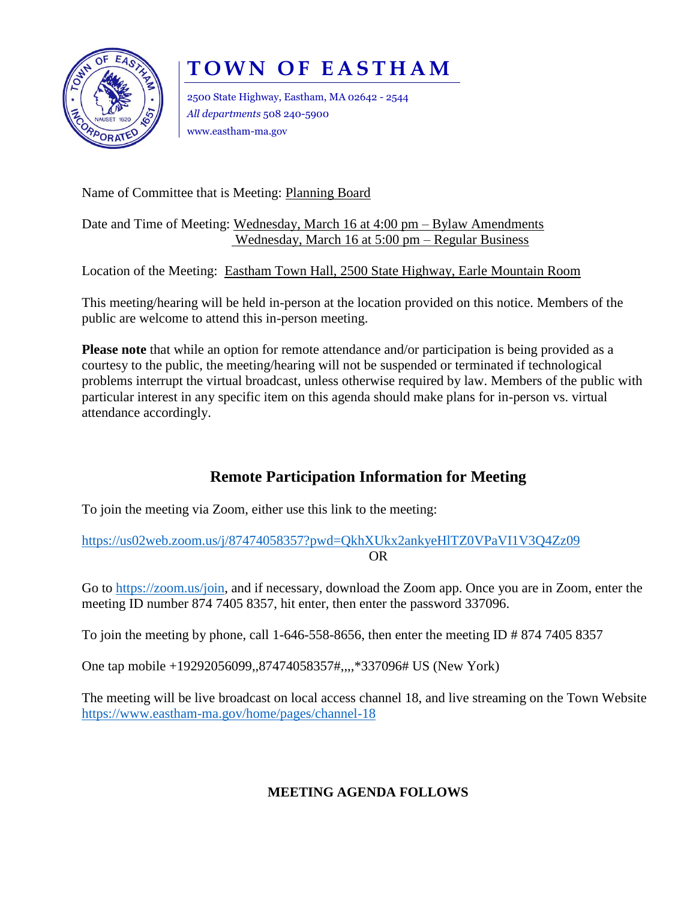# TOWN OF EASTHAM

2500 State Highway, Eastham, MA 02642 - 2544
*All departments* 508 240-5900
www.eastham-ma.gov

Name of Committee that is Meeting: Planning Board

Date and Time of Meeting: Wednesday, March 16 at 4:00 pm – Bylaw Amendments
Wednesday, March 16 at 5:00 pm – Regular Business

Location of the Meeting: Eastham Town Hall, 2500 State Highway, Earle Mountain Room

This meeting/hearing will be held in-person at the location provided on this notice. Members of the public are welcome to attend this in-person meeting.

**Please note** that while an option for remote attendance and/or participation is being provided as a courtesy to the public, the meeting/hearing will not be suspended or terminated if technological problems interrupt the virtual broadcast, unless otherwise required by law. Members of the public with particular interest in any specific item on this agenda should make plans for in-person vs. virtual attendance accordingly.

## Remote Participation Information for Meeting

To join the meeting via Zoom, either use this link to the meeting:

https://us02web.zoom.us/j/87474058357?pwd=QkhXUkx2ankyeHlTZ0VPaVI1V3Q4Zz09

OR

Go to https://zoom.us/join, and if necessary, download the Zoom app. Once you are in Zoom, enter the meeting ID number 874 7405 8357, hit enter, then enter the password 337096.

To join the meeting by phone, call 1-646-558-8656, then enter the meeting ID # 874 7405 8357

One tap mobile +19292056099,,87474058357#,,,,*337096# US (New York)

The meeting will be live broadcast on local access channel 18, and live streaming on the Town Website https://www.eastham-ma.gov/home/pages/channel-18

**MEETING AGENDA FOLLOWS**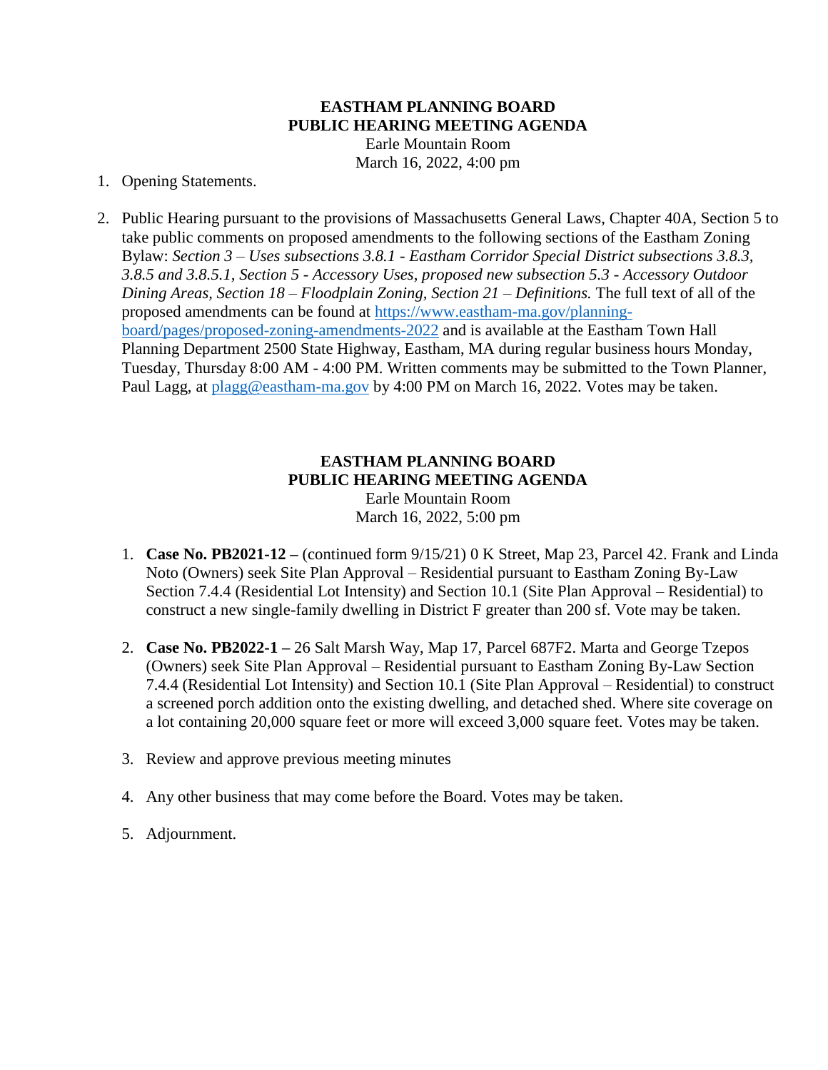**EASTHAM PLANNING BOARD**
**PUBLIC HEARING MEETING AGENDA**
Earle Mountain Room
March 16, 2022, 4:00 pm

1. Opening Statements.

2. Public Hearing pursuant to the provisions of Massachusetts General Laws, Chapter 40A, Section 5 to take public comments on proposed amendments to the following sections of the Eastham Zoning Bylaw: *Section 3 – Uses subsections 3.8.1 - Eastham Corridor Special District subsections 3.8.3, 3.8.5 and 3.8.5.1, Section 5 - Accessory Uses, proposed new subsection 5.3 - Accessory Outdoor Dining Areas, Section 18 – Floodplain Zoning, Section 21 – Definitions.* The full text of all of the proposed amendments can be found at [https://www.eastham-ma.gov/planning-board/pages/proposed-zoning-amendments-2022](https://www.eastham-ma.gov/planning-board/pages/proposed-zoning-amendments-2022) and is available at the Eastham Town Hall Planning Department 2500 State Highway, Eastham, MA during regular business hours Monday, Tuesday, Thursday 8:00 AM - 4:00 PM. Written comments may be submitted to the Town Planner, Paul Lagg, at [plagg@eastham-ma.gov](mailto:plagg@eastham-ma.gov) by 4:00 PM on March 16, 2022. Votes may be taken.

**EASTHAM PLANNING BOARD**
**PUBLIC HEARING MEETING AGENDA**
Earle Mountain Room
March 16, 2022, 5:00 pm

1. **Case No. PB2021-12 –** (continued form 9/15/21) 0 K Street, Map 23, Parcel 42. Frank and Linda Noto (Owners) seek Site Plan Approval – Residential pursuant to Eastham Zoning By-Law Section 7.4.4 (Residential Lot Intensity) and Section 10.1 (Site Plan Approval – Residential) to construct a new single-family dwelling in District F greater than 200 sf. Vote may be taken.

2. **Case No. PB2022-1 –** 26 Salt Marsh Way, Map 17, Parcel 687F2. Marta and George Tzepos (Owners) seek Site Plan Approval – Residential pursuant to Eastham Zoning By-Law Section 7.4.4 (Residential Lot Intensity) and Section 10.1 (Site Plan Approval – Residential) to construct a screened porch addition onto the existing dwelling, and detached shed. Where site coverage on a lot containing 20,000 square feet or more will exceed 3,000 square feet. Votes may be taken.

3. Review and approve previous meeting minutes

4. Any other business that may come before the Board. Votes may be taken.

5. Adjournment.